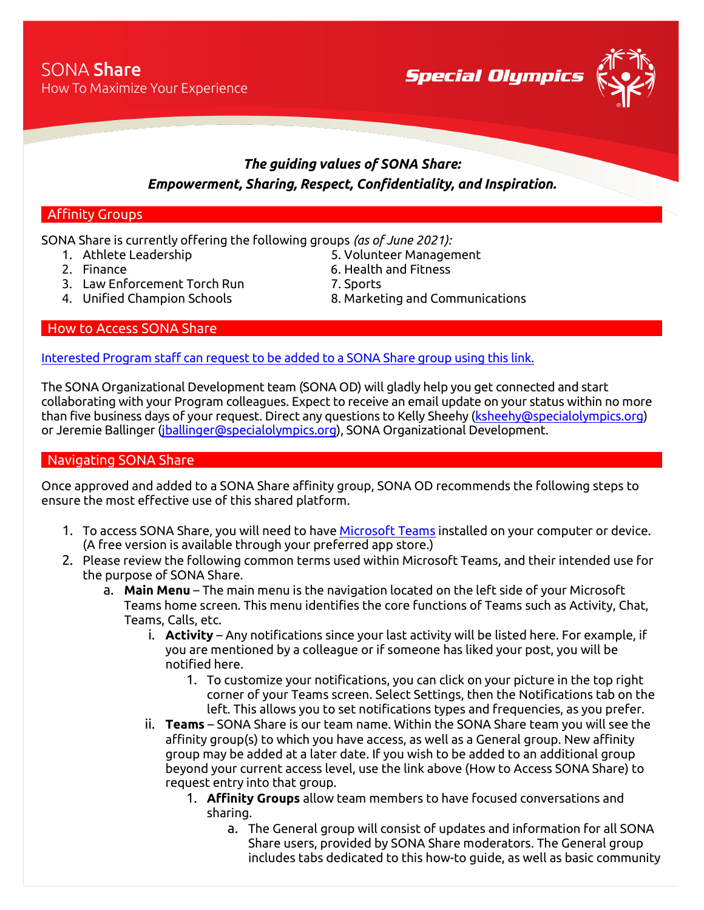# SONA **Share**

How To Maximize Your Experience

Special Olympics

***The guiding values of SONA Share:***
***Empowerment, Sharing, Respect, Confidentiality, and Inspiration.***

## Affinity Groups

SONA Share is currently offering the following groups *(as of June 2021):*

1. Athlete Leadership
2. Finance
3. Law Enforcement Torch Run
4. Unified Champion Schools
5. Volunteer Management
6. Health and Fitness
7. Sports
8. Marketing and Communications

## How to Access SONA Share

[Interested Program staff can request to be added to a SONA Share group using this link.]()

The SONA Organizational Development team (SONA OD) will gladly help you get connected and start collaborating with your Program colleagues. Expect to receive an email update on your status within no more than five business days of your request. Direct any questions to Kelly Sheehy (ksheehy@specialolympics.org) or Jeremie Ballinger (jballinger@specialolympics.org), SONA Organizational Development.

## Navigating SONA Share

Once approved and added to a SONA Share affinity group, SONA OD recommends the following steps to ensure the most effective use of this shared platform.

1. To access SONA Share, you will need to have [Microsoft Teams]() installed on your computer or device. (A free version is available through your preferred app store.)
2. Please review the following common terms used within Microsoft Teams, and their intended use for the purpose of SONA Share.
   a. **Main Menu** – The main menu is the navigation located on the left side of your Microsoft Teams home screen. This menu identifies the core functions of Teams such as Activity, Chat, Teams, Calls, etc.
      i. **Activity** – Any notifications since your last activity will be listed here. For example, if you are mentioned by a colleague or if someone has liked your post, you will be notified here.
         1. To customize your notifications, you can click on your picture in the top right corner of your Teams screen. Select Settings, then the Notifications tab on the left. This allows you to set notifications types and frequencies, as you prefer.
      ii. **Teams** – SONA Share is our team name. Within the SONA Share team you will see the affinity group(s) to which you have access, as well as a General group. New affinity group may be added at a later date. If you wish to be added to an additional group beyond your current access level, use the link above (How to Access SONA Share) to request entry into that group.
         1. **Affinity Groups** allow team members to have focused conversations and sharing.
            a. The General group will consist of updates and information for all SONA Share users, provided by SONA Share moderators. The General group includes tabs dedicated to this how-to guide, as well as basic community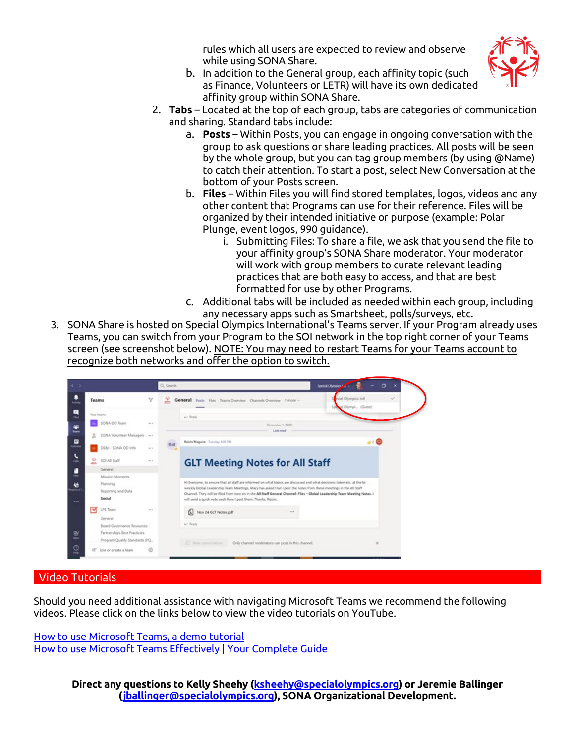rules which all users are expected to review and observe while using SONA Share.

   b. In addition to the General group, each affinity topic (such as Finance, Volunteers or LETR) will have its own dedicated affinity group within SONA Share.

2. **Tabs** – Located at the top of each group, tabs are categories of communication and sharing. Standard tabs include:
   a. **Posts** – Within Posts, you can engage in ongoing conversation with the group to ask questions or share leading practices. All posts will be seen by the whole group, but you can tag group members (by using @Name) to catch their attention. To start a post, select New Conversation at the bottom of your Posts screen.
   b. **Files** – Within Files you will find stored templates, logos, videos and any other content that Programs can use for their reference. Files will be organized by their intended initiative or purpose (example: Polar Plunge, event logos, 990 guidance).
      i. Submitting Files: To share a file, we ask that you send the file to your affinity group's SONA Share moderator. Your moderator will work with group members to curate relevant leading practices that are both easy to access, and that are best formatted for use by other Programs.
   c. Additional tabs will be included as needed within each group, including any necessary apps such as Smartsheet, polls/surveys, etc.

3. SONA Share is hosted on Special Olympics International's Teams server. If your Program already uses Teams, you can switch from your Program to the SOI network in the top right corner of your Teams screen (see screenshot below). <u>NOTE: You may need to restart Teams for your Teams account to recognize both networks and offer the option to switch.</u>

## Video Tutorials

Should you need additional assistance with navigating Microsoft Teams we recommend the following videos. Please click on the links below to view the video tutorials on YouTube.

[How to use Microsoft Teams, a demo tutorial](#)
[How to use Microsoft Teams Effectively | Your Complete Guide](#)

**Direct any questions to Kelly Sheehy (ksheehy@specialolympics.org) or Jeremie Ballinger (jballinger@specialolympics.org), SONA Organizational Development.**